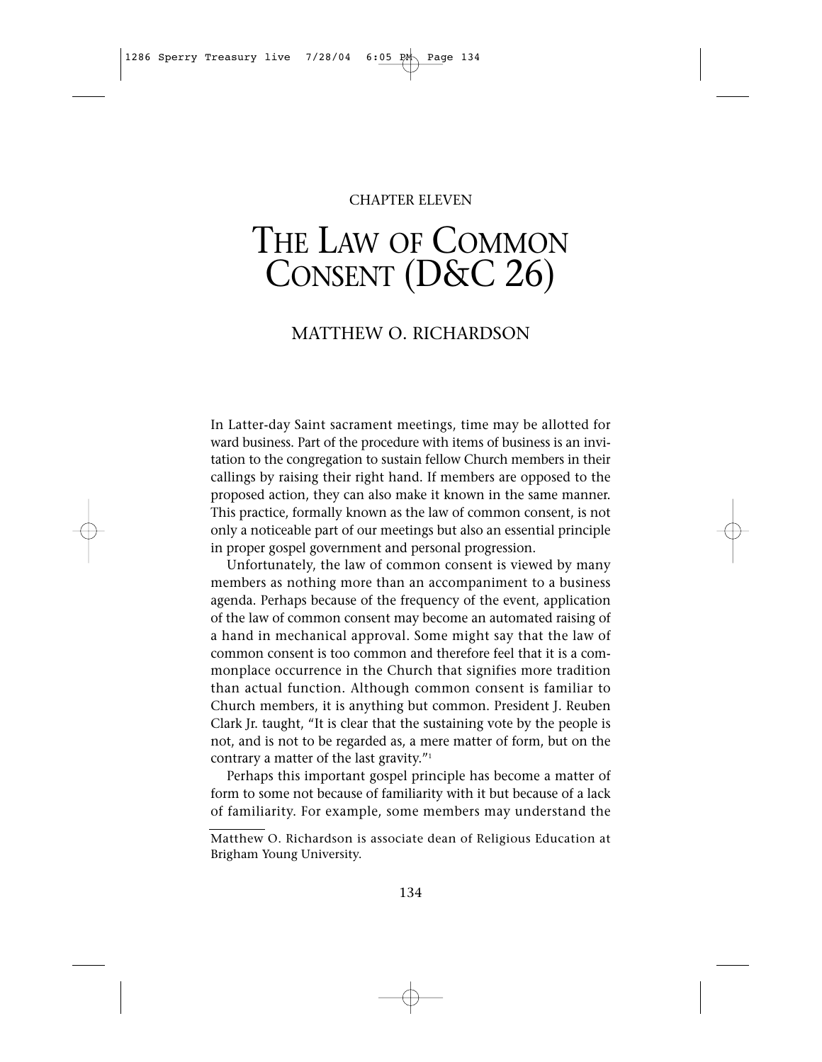CHAPTER ELEVEN

# The Law of Common Consent (D&C 26)

## MATTHEW O. RICHARDSON

In Latter-day Saint sacrament meetings, time may be allotted for ward business. Part of the procedure with items of business is an invitation to the congregation to sustain fellow Church members in their callings by raising their right hand. If members are opposed to the proposed action, they can also make it known in the same manner. This practice, formally known as the law of common consent, is not only a noticeable part of our meetings but also an essential principle in proper gospel government and personal progression.

Unfortunately, the law of common consent is viewed by many members as nothing more than an accompaniment to a business agenda. Perhaps because of the frequency of the event, application of the law of common consent may become an automated raising of a hand in mechanical approval. Some might say that the law of common consent is too common and therefore feel that it is a commonplace occurrence in the Church that signifies more tradition than actual function. Although common consent is familiar to Church members, it is anything but common. President J. Reuben Clark Jr. taught, "It is clear that the sustaining vote by the people is not, and is not to be regarded as, a mere matter of form, but on the contrary a matter of the last gravity."[1]

Perhaps this important gospel principle has become a matter of form to some not because of familiarity with it but because of a lack of familiarity. For example, some members may understand the

---

Matthew O. Richardson is associate dean of Religious Education at Brigham Young University.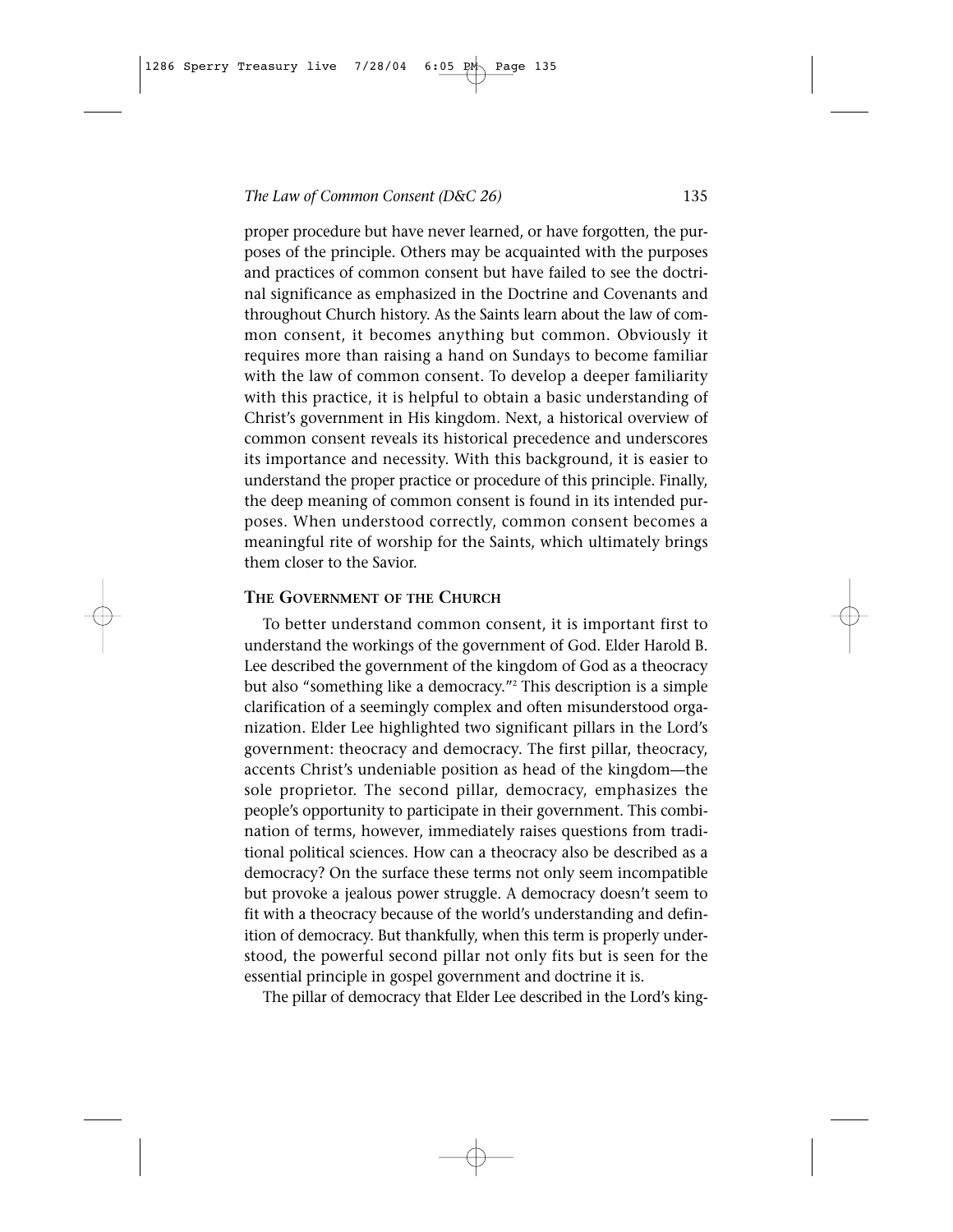proper procedure but have never learned, or have forgotten, the purposes of the principle. Others may be acquainted with the purposes and practices of common consent but have failed to see the doctrinal significance as emphasized in the Doctrine and Covenants and throughout Church history. As the Saints learn about the law of common consent, it becomes anything but common. Obviously it requires more than raising a hand on Sundays to become familiar with the law of common consent. To develop a deeper familiarity with this practice, it is helpful to obtain a basic understanding of Christ's government in His kingdom. Next, a historical overview of common consent reveals its historical precedence and underscores its importance and necessity. With this background, it is easier to understand the proper practice or procedure of this principle. Finally, the deep meaning of common consent is found in its intended purposes. When understood correctly, common consent becomes a meaningful rite of worship for the Saints, which ultimately brings them closer to the Savior.

## The Government of the Church

To better understand common consent, it is important first to understand the workings of the government of God. Elder Harold B. Lee described the government of the kingdom of God as a theocracy but also "something like a democracy."[2] This description is a simple clarification of a seemingly complex and often misunderstood organization. Elder Lee highlighted two significant pillars in the Lord's government: theocracy and democracy. The first pillar, theocracy, accents Christ's undeniable position as head of the kingdom—the sole proprietor. The second pillar, democracy, emphasizes the people's opportunity to participate in their government. This combination of terms, however, immediately raises questions from traditional political sciences. How can a theocracy also be described as a democracy? On the surface these terms not only seem incompatible but provoke a jealous power struggle. A democracy doesn't seem to fit with a theocracy because of the world's understanding and definition of democracy. But thankfully, when this term is properly understood, the powerful second pillar not only fits but is seen for the essential principle in gospel government and doctrine it is.

The pillar of democracy that Elder Lee described in the Lord's king-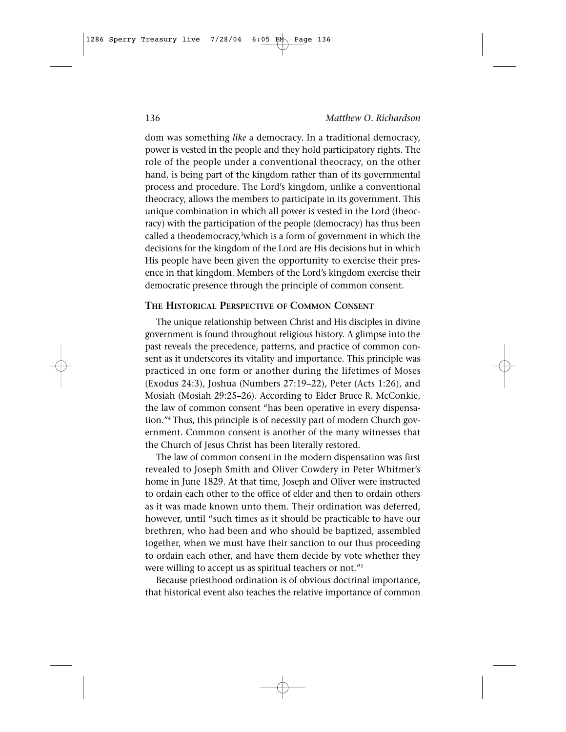dom was something *like* a democracy. In a traditional democracy, power is vested in the people and they hold participatory rights. The role of the people under a conventional theocracy, on the other hand, is being part of the kingdom rather than of its governmental process and procedure. The Lord's kingdom, unlike a conventional theocracy, allows the members to participate in its government. This unique combination in which all power is vested in the Lord (theocracy) with the participation of the people (democracy) has thus been called a theodemocracy,[3] which is a form of government in which the decisions for the kingdom of the Lord are His decisions but in which His people have been given the opportunity to exercise their presence in that kingdom. Members of the Lord's kingdom exercise their democratic presence through the principle of common consent.

## The Historical Perspective of Common Consent

The unique relationship between Christ and His disciples in divine government is found throughout religious history. A glimpse into the past reveals the precedence, patterns, and practice of common consent as it underscores its vitality and importance. This principle was practiced in one form or another during the lifetimes of Moses (Exodus 24:3), Joshua (Numbers 27:19–22), Peter (Acts 1:26), and Mosiah (Mosiah 29:25–26). According to Elder Bruce R. McConkie, the law of common consent "has been operative in every dispensation."[4] Thus, this principle is of necessity part of modern Church government. Common consent is another of the many witnesses that the Church of Jesus Christ has been literally restored.

The law of common consent in the modern dispensation was first revealed to Joseph Smith and Oliver Cowdery in Peter Whitmer's home in June 1829. At that time, Joseph and Oliver were instructed to ordain each other to the office of elder and then to ordain others as it was made known unto them. Their ordination was deferred, however, until "such times as it should be practicable to have our brethren, who had been and who should be baptized, assembled together, when we must have their sanction to our thus proceeding to ordain each other, and have them decide by vote whether they were willing to accept us as spiritual teachers or not."[5]

Because priesthood ordination is of obvious doctrinal importance, that historical event also teaches the relative importance of common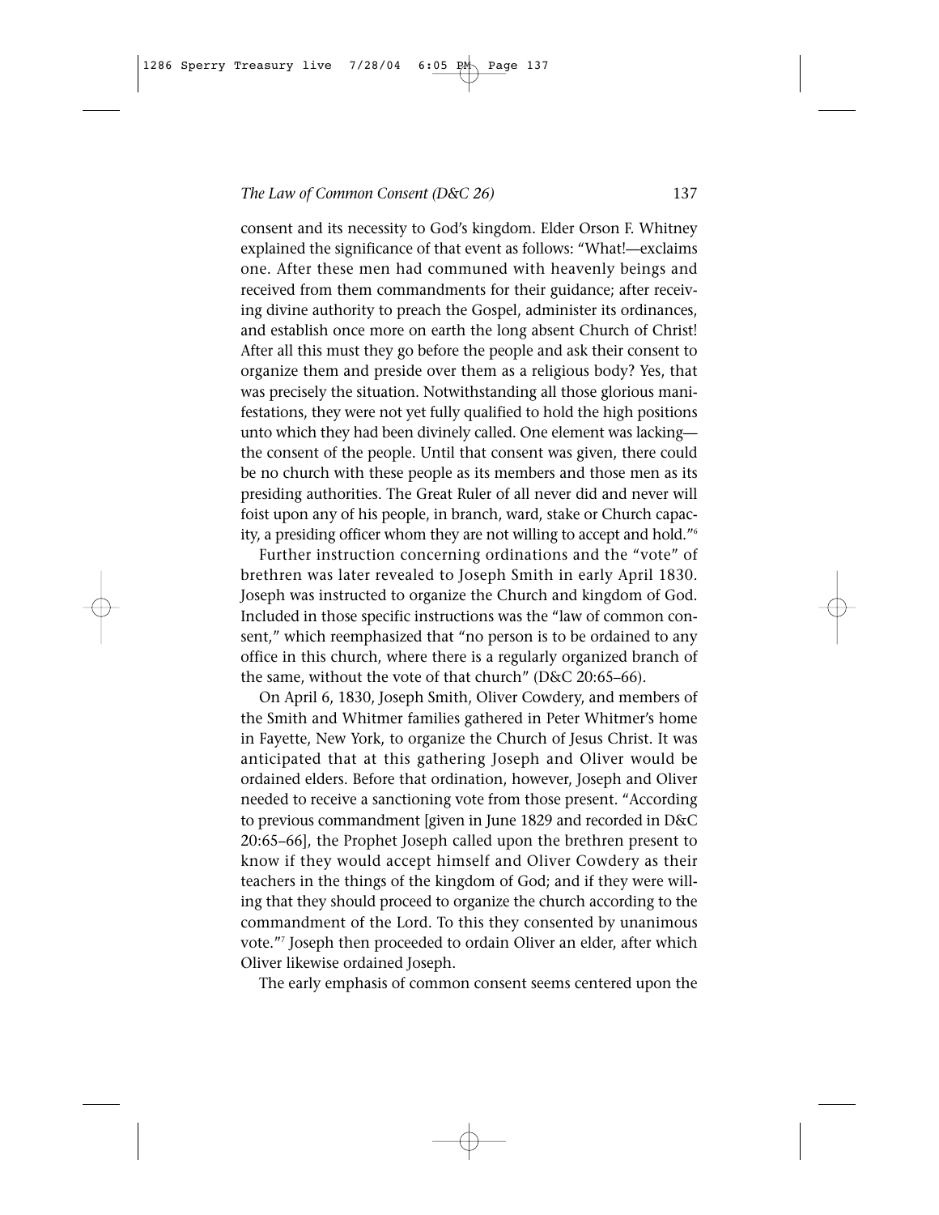consent and its necessity to God's kingdom. Elder Orson F. Whitney explained the significance of that event as follows: "What!—exclaims one. After these men had communed with heavenly beings and received from them commandments for their guidance; after receiving divine authority to preach the Gospel, administer its ordinances, and establish once more on earth the long absent Church of Christ! After all this must they go before the people and ask their consent to organize them and preside over them as a religious body? Yes, that was precisely the situation. Notwithstanding all those glorious manifestations, they were not yet fully qualified to hold the high positions unto which they had been divinely called. One element was lacking—the consent of the people. Until that consent was given, there could be no church with these people as its members and those men as its presiding authorities. The Great Ruler of all never did and never will foist upon any of his people, in branch, ward, stake or Church capacity, a presiding officer whom they are not willing to accept and hold."[6]

Further instruction concerning ordinations and the "vote" of brethren was later revealed to Joseph Smith in early April 1830. Joseph was instructed to organize the Church and kingdom of God. Included in those specific instructions was the "law of common consent," which reemphasized that "no person is to be ordained to any office in this church, where there is a regularly organized branch of the same, without the vote of that church" (D&C 20:65–66).

On April 6, 1830, Joseph Smith, Oliver Cowdery, and members of the Smith and Whitmer families gathered in Peter Whitmer's home in Fayette, New York, to organize the Church of Jesus Christ. It was anticipated that at this gathering Joseph and Oliver would be ordained elders. Before that ordination, however, Joseph and Oliver needed to receive a sanctioning vote from those present. "According to previous commandment [given in June 1829 and recorded in D&C 20:65–66], the Prophet Joseph called upon the brethren present to know if they would accept himself and Oliver Cowdery as their teachers in the things of the kingdom of God; and if they were willing that they should proceed to organize the church according to the commandment of the Lord. To this they consented by unanimous vote."[7] Joseph then proceeded to ordain Oliver an elder, after which Oliver likewise ordained Joseph.

The early emphasis of common consent seems centered upon the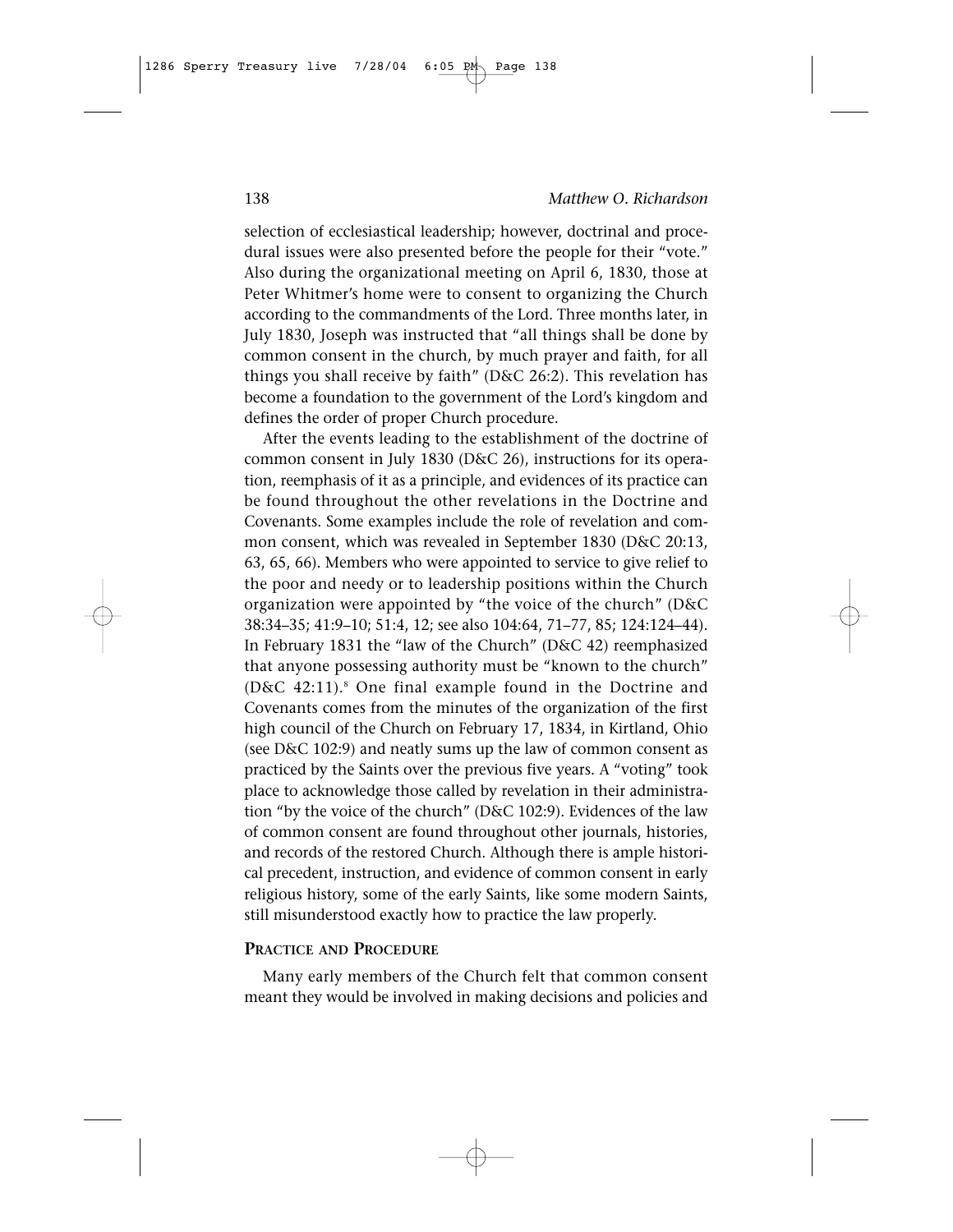selection of ecclesiastical leadership; however, doctrinal and procedural issues were also presented before the people for their "vote." Also during the organizational meeting on April 6, 1830, those at Peter Whitmer's home were to consent to organizing the Church according to the commandments of the Lord. Three months later, in July 1830, Joseph was instructed that "all things shall be done by common consent in the church, by much prayer and faith, for all things you shall receive by faith" (D&C 26:2). This revelation has become a foundation to the government of the Lord's kingdom and defines the order of proper Church procedure.

After the events leading to the establishment of the doctrine of common consent in July 1830 (D&C 26), instructions for its operation, reemphasis of it as a principle, and evidences of its practice can be found throughout the other revelations in the Doctrine and Covenants. Some examples include the role of revelation and common consent, which was revealed in September 1830 (D&C 20:13, 63, 65, 66). Members who were appointed to service to give relief to the poor and needy or to leadership positions within the Church organization were appointed by "the voice of the church" (D&C 38:34–35; 41:9–10; 51:4, 12; see also 104:64, 71–77, 85; 124:124–44). In February 1831 the "law of the Church" (D&C 42) reemphasized that anyone possessing authority must be "known to the church" (D&C 42:11).[8] One final example found in the Doctrine and Covenants comes from the minutes of the organization of the first high council of the Church on February 17, 1834, in Kirtland, Ohio (see D&C 102:9) and neatly sums up the law of common consent as practiced by the Saints over the previous five years. A "voting" took place to acknowledge those called by revelation in their administration "by the voice of the church" (D&C 102:9). Evidences of the law of common consent are found throughout other journals, histories, and records of the restored Church. Although there is ample historical precedent, instruction, and evidence of common consent in early religious history, some of the early Saints, like some modern Saints, still misunderstood exactly how to practice the law properly.

## Practice and Procedure

Many early members of the Church felt that common consent meant they would be involved in making decisions and policies and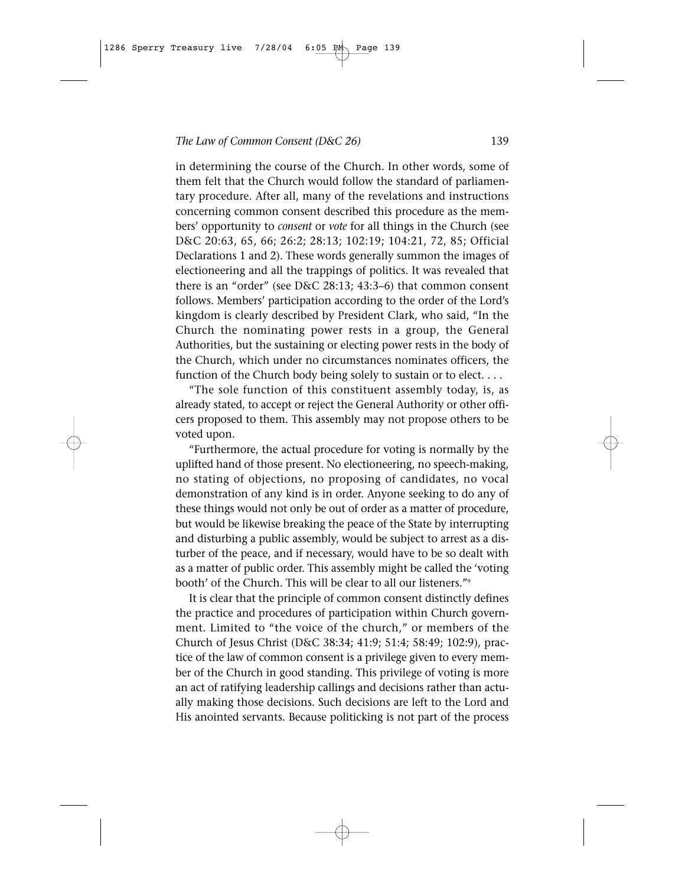in determining the course of the Church. In other words, some of them felt that the Church would follow the standard of parliamentary procedure. After all, many of the revelations and instructions concerning common consent described this procedure as the members' opportunity to *consent* or *vote* for all things in the Church (see D&C 20:63, 65, 66; 26:2; 28:13; 102:19; 104:21, 72, 85; Official Declarations 1 and 2). These words generally summon the images of electioneering and all the trappings of politics. It was revealed that there is an "order" (see D&C 28:13; 43:3–6) that common consent follows. Members' participation according to the order of the Lord's kingdom is clearly described by President Clark, who said, "In the Church the nominating power rests in a group, the General Authorities, but the sustaining or electing power rests in the body of the Church, which under no circumstances nominates officers, the function of the Church body being solely to sustain or to elect. . . .

"The sole function of this constituent assembly today, is, as already stated, to accept or reject the General Authority or other officers proposed to them. This assembly may not propose others to be voted upon.

"Furthermore, the actual procedure for voting is normally by the uplifted hand of those present. No electioneering, no speech-making, no stating of objections, no proposing of candidates, no vocal demonstration of any kind is in order. Anyone seeking to do any of these things would not only be out of order as a matter of procedure, but would be likewise breaking the peace of the State by interrupting and disturbing a public assembly, would be subject to arrest as a disturber of the peace, and if necessary, would have to be so dealt with as a matter of public order. This assembly might be called the 'voting booth' of the Church. This will be clear to all our listeners."[9]

It is clear that the principle of common consent distinctly defines the practice and procedures of participation within Church government. Limited to "the voice of the church," or members of the Church of Jesus Christ (D&C 38:34; 41:9; 51:4; 58:49; 102:9), practice of the law of common consent is a privilege given to every member of the Church in good standing. This privilege of voting is more an act of ratifying leadership callings and decisions rather than actually making those decisions. Such decisions are left to the Lord and His anointed servants. Because politicking is not part of the process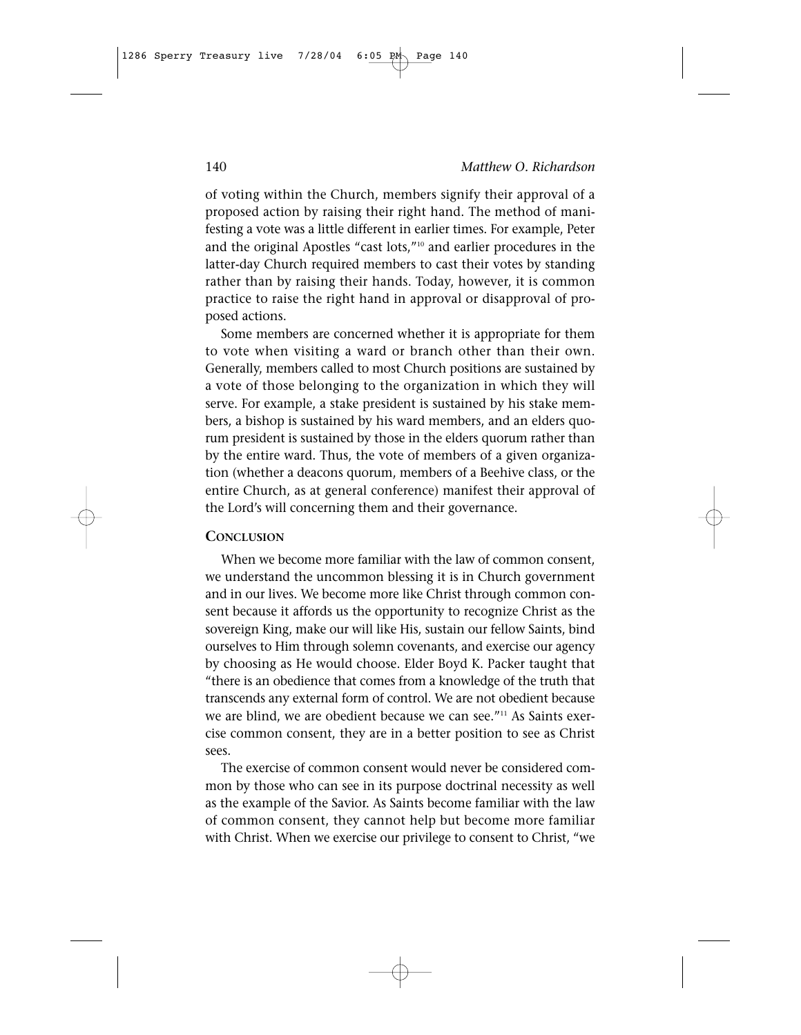of voting within the Church, members signify their approval of a proposed action by raising their right hand. The method of manifesting a vote was a little different in earlier times. For example, Peter and the original Apostles "cast lots,"[10] and earlier procedures in the latter-day Church required members to cast their votes by standing rather than by raising their hands. Today, however, it is common practice to raise the right hand in approval or disapproval of proposed actions.

Some members are concerned whether it is appropriate for them to vote when visiting a ward or branch other than their own. Generally, members called to most Church positions are sustained by a vote of those belonging to the organization in which they will serve. For example, a stake president is sustained by his stake members, a bishop is sustained by his ward members, and an elders quorum president is sustained by those in the elders quorum rather than by the entire ward. Thus, the vote of members of a given organization (whether a deacons quorum, members of a Beehive class, or the entire Church, as at general conference) manifest their approval of the Lord's will concerning them and their governance.

## Conclusion

When we become more familiar with the law of common consent, we understand the uncommon blessing it is in Church government and in our lives. We become more like Christ through common consent because it affords us the opportunity to recognize Christ as the sovereign King, make our will like His, sustain our fellow Saints, bind ourselves to Him through solemn covenants, and exercise our agency by choosing as He would choose. Elder Boyd K. Packer taught that "there is an obedience that comes from a knowledge of the truth that transcends any external form of control. We are not obedient because we are blind, we are obedient because we can see."[11] As Saints exercise common consent, they are in a better position to see as Christ sees.

The exercise of common consent would never be considered common by those who can see in its purpose doctrinal necessity as well as the example of the Savior. As Saints become familiar with the law of common consent, they cannot help but become more familiar with Christ. When we exercise our privilege to consent to Christ, "we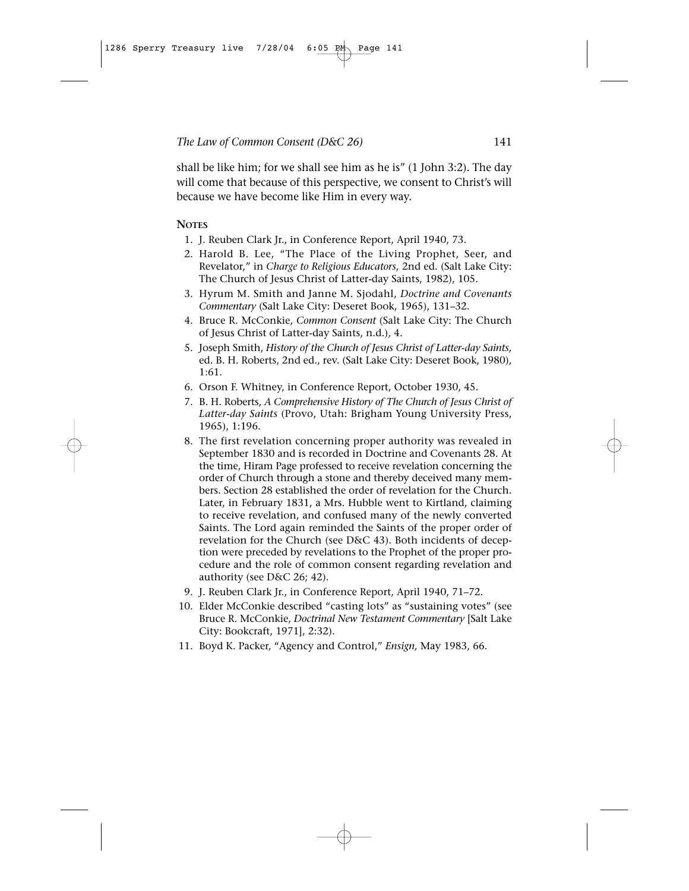shall be like him; for we shall see him as he is" (1 John 3:2). The day will come that because of this perspective, we consent to Christ's will because we have become like Him in every way.

**Notes**

1. J. Reuben Clark Jr., in Conference Report, April 1940, 73.
2. Harold B. Lee, "The Place of the Living Prophet, Seer, and Revelator," in *Charge to Religious Educators,* 2nd ed. (Salt Lake City: The Church of Jesus Christ of Latter-day Saints, 1982), 105.
3. Hyrum M. Smith and Janne M. Sjodahl, *Doctrine and Covenants Commentary* (Salt Lake City: Deseret Book, 1965), 131–32.
4. Bruce R. McConkie, *Common Consent* (Salt Lake City: The Church of Jesus Christ of Latter-day Saints, n.d.), 4.
5. Joseph Smith, *History of the Church of Jesus Christ of Latter-day Saints,* ed. B. H. Roberts, 2nd ed., rev. (Salt Lake City: Deseret Book, 1980), 1:61.
6. Orson F. Whitney, in Conference Report, October 1930, 45.
7. B. H. Roberts, *A Comprehensive History of The Church of Jesus Christ of Latter-day Saints* (Provo, Utah: Brigham Young University Press, 1965), 1:196.
8. The first revelation concerning proper authority was revealed in September 1830 and is recorded in Doctrine and Covenants 28. At the time, Hiram Page professed to receive revelation concerning the order of Church through a stone and thereby deceived many members. Section 28 established the order of revelation for the Church. Later, in February 1831, a Mrs. Hubble went to Kirtland, claiming to receive revelation, and confused many of the newly converted Saints. The Lord again reminded the Saints of the proper order of revelation for the Church (see D&C 43). Both incidents of deception were preceded by revelations to the Prophet of the proper procedure and the role of common consent regarding revelation and authority (see D&C 26; 42).
9. J. Reuben Clark Jr., in Conference Report, April 1940, 71–72.
10. Elder McConkie described "casting lots" as "sustaining votes" (see Bruce R. McConkie, *Doctrinal New Testament Commentary* [Salt Lake City: Bookcraft, 1971], 2:32).
11. Boyd K. Packer, "Agency and Control," *Ensign,* May 1983, 66.